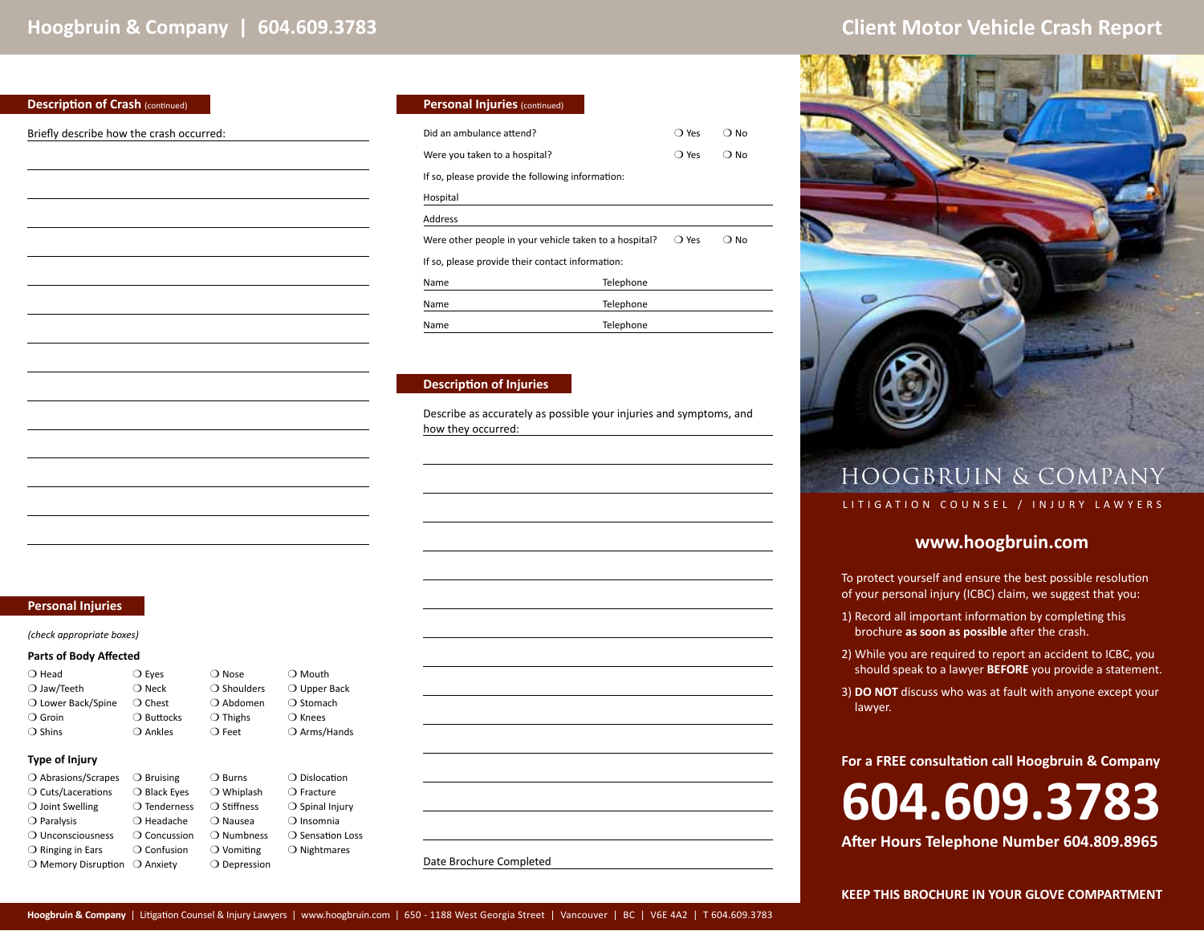# Client Motor Vehicle Crash Report

Hoogbruin & Company | 604.609.3783

## Description of Crash (continued)

Briefly describe how the crash occurred:

## Personal Injuries

*(check appropriate boxes)*

### Parts of Body Affected

| | | | |
|---|---|---|---|
| ❍ Head | ❍ Eyes | ❍ Nose | ❍ Mouth |
| ❍ Jaw/Teeth | ❍ Neck | ❍ Shoulders | ❍ Upper Back |
| ❍ Lower Back/Spine | ❍ Chest | ❍ Abdomen | ❍ Stomach |
| ❍ Groin | ❍ Buttocks | ❍ Thighs | ❍ Knees |
| ❍ Shins | ❍ Ankles | ❍ Feet | ❍ Arms/Hands |

### Type of Injury

| | | | |
|---|---|---|---|
| ❍ Abrasions/Scrapes | ❍ Bruising | ❍ Burns | ❍ Dislocation |
| ❍ Cuts/Lacerations | ❍ Black Eyes | ❍ Whiplash | ❍ Fracture |
| ❍ Joint Swelling | ❍ Tenderness | ❍ Stiffness | ❍ Spinal Injury |
| ❍ Paralysis | ❍ Headache | ❍ Nausea | ❍ Insomnia |
| ❍ Unconsciousness | ❍ Concussion | ❍ Numbness | ❍ Sensation Loss |
| ❍ Ringing in Ears | ❍ Confusion | ❍ Vomiting | ❍ Nightmares |
| ❍ Memory Disruption | ❍ Anxiety | ❍ Depression | |

## Personal Injuries (continued)

Did an ambulance attend? ❍ Yes ❍ No

Were you taken to a hospital? ❍ Yes ❍ No

If so, please provide the following information:

Hospital

Address

Were other people in your vehicle taken to a hospital? ❍ Yes ❍ No

If so, please provide their contact information:

Name Telephone

Name Telephone

Name Telephone

## Description of Injuries

Describe as accurately as possible your injuries and symptoms, and how they occurred:

Date Brochure Completed

HOOGBRUIN & COMPANY

LITIGATION COUNSEL / INJURY LAWYERS

**www.hoogbruin.com**

To protect yourself and ensure the best possible resolution of your personal injury (ICBC) claim, we suggest that you:

1) Record all important information by completing this brochure **as soon as possible** after the crash.

2) While you are required to report an accident to ICBC, you should speak to a lawyer **BEFORE** you provide a statement.

3) **DO NOT** discuss who was at fault with anyone except your lawyer.

**For a FREE consultation call Hoogbruin & Company**

# 604.609.3783

**After Hours Telephone Number 604.809.8965**

**KEEP THIS BROCHURE IN YOUR GLOVE COMPARTMENT**

**Hoogbruin & Company** | Litigation Counsel & Injury Lawyers | www.hoogbruin.com | 650 - 1188 West Georgia Street | Vancouver | BC | V6E 4A2 | T 604.609.3783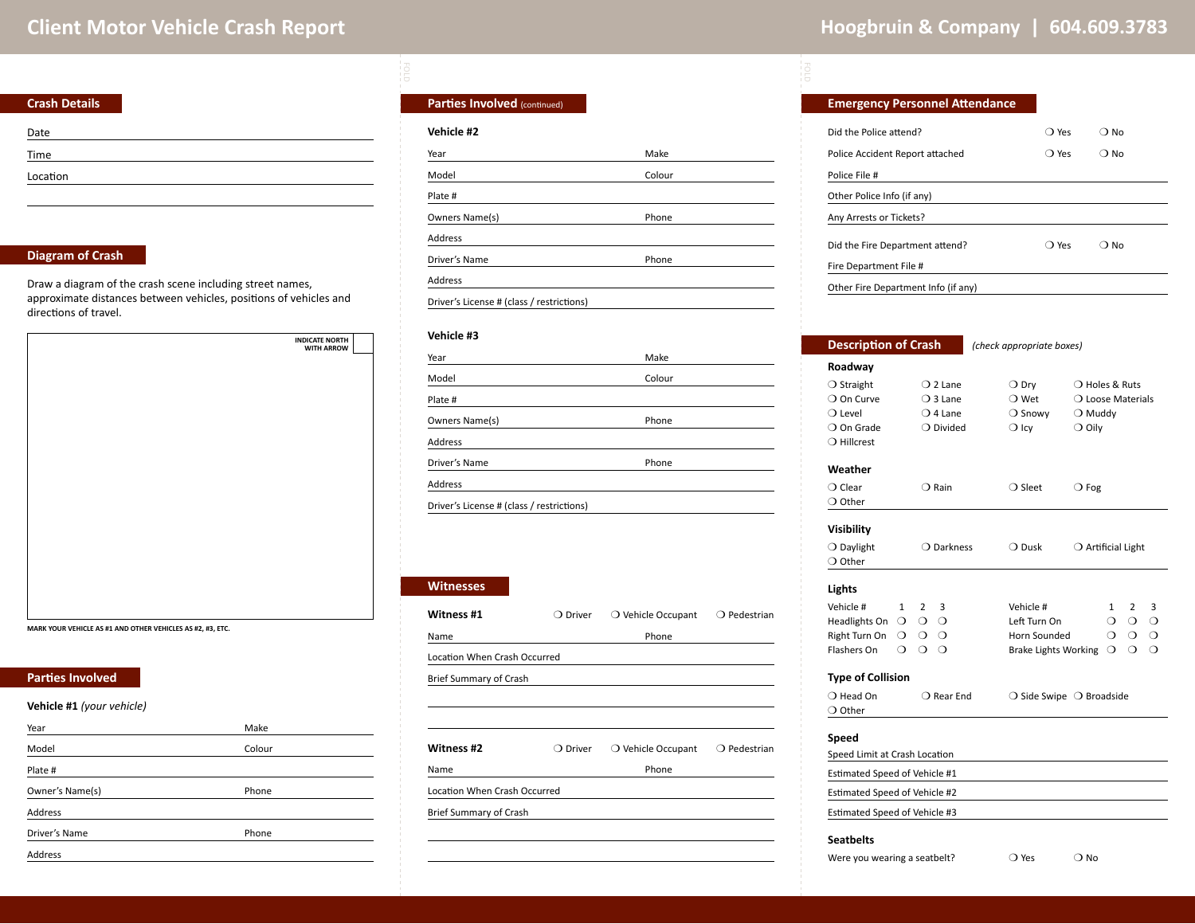# Client Motor Vehicle Crash Report

Hoogbruin & Company | 604.609.3783

## Crash Details

Date

Time

Location

## Diagram of Crash

Draw a diagram of the crash scene including street names, approximate distances between vehicles, positions of vehicles and directions of travel.

INDICATE NORTH WITH ARROW

MARK YOUR VEHICLE AS #1 AND OTHER VEHICLES AS #2, #3, ETC.

## Parties Involved

**Vehicle #1** *(your vehicle)*

Year | Make

Model | Colour

Plate #

Owner's Name(s) | Phone

Address

Driver's Name | Phone

Address

## Parties Involved (continued)

**Vehicle #2**

Year | Make

Model | Colour

Plate #

Owners Name(s) | Phone

Address

Driver's Name | Phone

Address

Driver's License # (class / restrictions)

**Vehicle #3**

Year | Make

Model | Colour

Plate #

Owners Name(s) | Phone

Address

Driver's Name | Phone

Address

Driver's License # (class / restrictions)

## Witnesses

**Witness #1** ❍ Driver ❍ Vehicle Occupant ❍ Pedestrian

Name | Phone

Location When Crash Occurred

Brief Summary of Crash

**Witness #2** ❍ Driver ❍ Vehicle Occupant ❍ Pedestrian

Name | Phone

Location When Crash Occurred

Brief Summary of Crash

## Emergency Personnel Attendance

Did the Police attend? ❍ Yes ❍ No

Police Accident Report attached ❍ Yes ❍ No

Police File #

Other Police Info (if any)

Any Arrests or Tickets?

Did the Fire Department attend? ❍ Yes ❍ No

Fire Department File #

Other Fire Department Info (if any)

## Description of Crash

*(check appropriate boxes)*

**Roadway**

| | | | |
|---|---|---|---|
| ❍ Straight | ❍ 2 Lane | ❍ Dry | ❍ Holes & Ruts |
| ❍ On Curve | ❍ 3 Lane | ❍ Wet | ❍ Loose Materials |
| ❍ Level | ❍ 4 Lane | ❍ Snowy | ❍ Muddy |
| ❍ On Grade | ❍ Divided | ❍ Icy | ❍ Oily |
| ❍ Hillcrest | | | |

**Weather**

❍ Clear ❍ Rain ❍ Sleet ❍ Fog
❍ Other

**Visibility**

❍ Daylight ❍ Darkness ❍ Dusk ❍ Artificial Light
❍ Other

**Lights**

| Vehicle # | 1 | 2 | 3 | Vehicle # | 1 | 2 | 3 |
|---|---|---|---|---|---|---|---|
| Headlights On | ❍ | ❍ | ❍ | Left Turn On | ❍ | ❍ | ❍ |
| Right Turn On | ❍ | ❍ | ❍ | Horn Sounded | ❍ | ❍ | ❍ |
| Flashers On | ❍ | ❍ | ❍ | Brake Lights Working | ❍ | ❍ | ❍ |

**Type of Collision**

❍ Head On ❍ Rear End ❍ Side Swipe ❍ Broadside
❍ Other

**Speed**

Speed Limit at Crash Location

Estimated Speed of Vehicle #1

Estimated Speed of Vehicle #2

Estimated Speed of Vehicle #3

**Seatbelts**

Were you wearing a seatbelt? ❍ Yes ❍ No